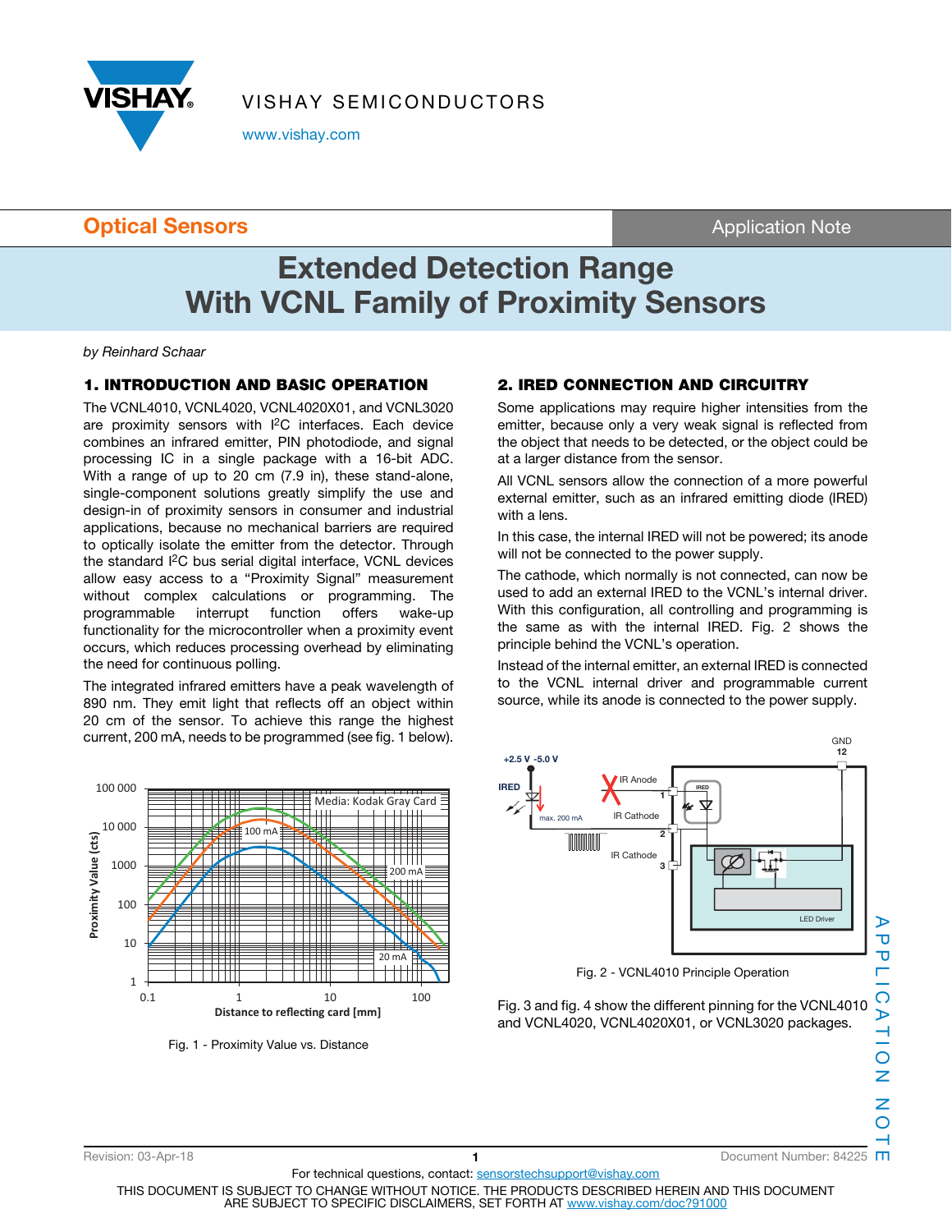# Extended Detection Range With VCNL Family of Proximity Sensors

*by Reinhard Schaar*

## 1. INTRODUCTION AND BASIC OPERATION

The VCNL4010, VCNL4020, VCNL4020X01, and VCNL3020 are proximity sensors with I²C interfaces. Each device combines an infrared emitter, PIN photodiode, and signal processing IC in a single package with a 16-bit ADC. With a range of up to 20 cm (7.9 in), these stand-alone, single-component solutions greatly simplify the use and design-in of proximity sensors in consumer and industrial applications, because no mechanical barriers are required to optically isolate the emitter from the detector. Through the standard I²C bus serial digital interface, VCNL devices allow easy access to a "Proximity Signal" measurement without complex calculations or programming. The programmable interrupt function offers wake-up functionality for the microcontroller when a proximity event occurs, which reduces processing overhead by eliminating the need for continuous polling.

The integrated infrared emitters have a peak wavelength of 890 nm. They emit light that reflects off an object within 20 cm of the sensor. To achieve this range the highest current, 200 mA, needs to be programmed (see fig. 1 below).

Fig. 1 - Proximity Value vs. Distance

## 2. IRED CONNECTION AND CIRCUITRY

Some applications may require higher intensities from the emitter, because only a very weak signal is reflected from the object that needs to be detected, or the object could be at a larger distance from the sensor.

All VCNL sensors allow the connection of a more powerful external emitter, such as an infrared emitting diode (IRED) with a lens.

In this case, the internal IRED will not be powered; its anode will not be connected to the power supply.

The cathode, which normally is not connected, can now be used to add an external IRED to the VCNL's internal driver. With this configuration, all controlling and programming is the same as with the internal IRED. Fig. 2 shows the principle behind the VCNL's operation.

Instead of the internal emitter, an external IRED is connected to the VCNL internal driver and programmable current source, while its anode is connected to the power supply.

Fig. 2 - VCNL4010 Principle Operation

Fig. 3 and fig. 4 show the different pinning for the VCNL4010 and VCNL4020, VCNL4020X01, or VCNL3020 packages.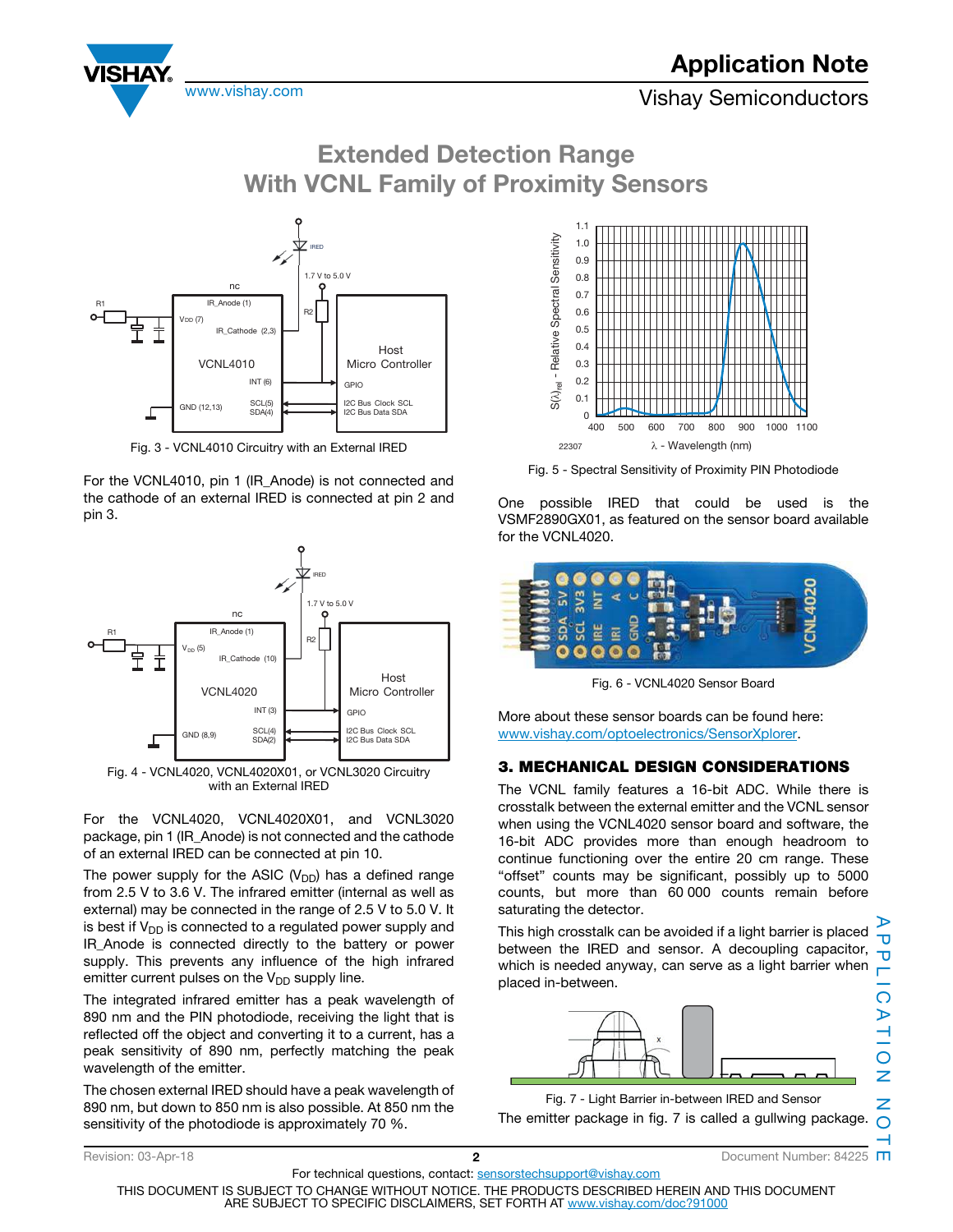# Extended Detection Range With VCNL Family of Proximity Sensors

Fig. 3 - VCNL4010 Circuitry with an External IRED

For the VCNL4010, pin 1 (IR_Anode) is not connected and the cathode of an external IRED is connected at pin 2 and pin 3.

Fig. 4 - VCNL4020, VCNL4020X01, or VCNL3020 Circuitry with an External IRED

For the VCNL4020, VCNL4020X01, and VCNL3020 package, pin 1 (IR_Anode) is not connected and the cathode of an external IRED can be connected at pin 10.

The power supply for the ASIC ($V_{DD}$) has a defined range from 2.5 V to 3.6 V. The infrared emitter (internal as well as external) may be connected in the range of 2.5 V to 5.0 V. It is best if $V_{DD}$ is connected to a regulated power supply and IR_Anode is connected directly to the battery or power supply. This prevents any influence of the high infrared emitter current pulses on the $V_{DD}$ supply line.

The integrated infrared emitter has a peak wavelength of 890 nm and the PIN photodiode, receiving the light that is reflected off the object and converting it to a current, has a peak sensitivity of 890 nm, perfectly matching the peak wavelength of the emitter.

The chosen external IRED should have a peak wavelength of 890 nm, but down to 850 nm is also possible. At 850 nm the sensitivity of the photodiode is approximately 70 %.

Fig. 5 - Spectral Sensitivity of Proximity PIN Photodiode

One possible IRED that could be used is the VSMF2890GX01, as featured on the sensor board available for the VCNL4020.

Fig. 6 - VCNL4020 Sensor Board

More about these sensor boards can be found here: www.vishay.com/optoelectronics/SensorXplorer.

## 3. MECHANICAL DESIGN CONSIDERATIONS

The VCNL family features a 16-bit ADC. While there is crosstalk between the external emitter and the VCNL sensor when using the VCNL4020 sensor board and software, the 16-bit ADC provides more than enough headroom to continue functioning over the entire 20 cm range. These "offset" counts may be significant, possibly up to 5000 counts, but more than 60 000 counts remain before saturating the detector.

This high crosstalk can be avoided if a light barrier is placed between the IRED and sensor. A decoupling capacitor, which is needed anyway, can serve as a light barrier when placed in-between.

Fig. 7 - Light Barrier in-between IRED and Sensor

The emitter package in fig. 7 is called a gullwing package.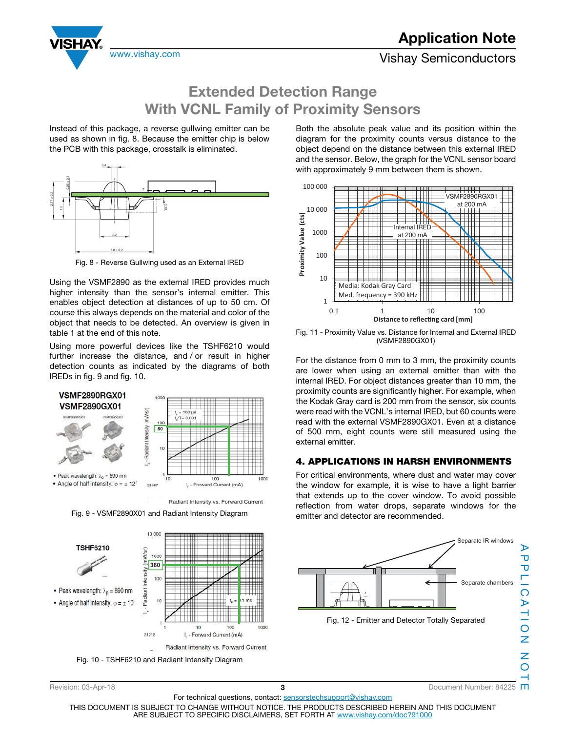# Extended Detection Range With VCNL Family of Proximity Sensors

Instead of this package, a reverse gullwing emitter can be used as shown in fig. 8. Because the emitter chip is below the PCB with this package, crosstalk is eliminated.

Fig. 8 - Reverse Gullwing used as an External IRED

Using the VSMF2890 as the external IRED provides much higher intensity than the sensor's internal emitter. This enables object detection at distances of up to 50 cm. Of course this always depends on the material and color of the object that needs to be detected. An overview is given in table 1 at the end of this note.

Using more powerful devices like the TSHF6210 would further increase the distance, and / or result in higher detection counts as indicated by the diagrams of both IREDs in fig. 9 and fig. 10.

Fig. 9 - VSMF2890X01 and Radiant Intensity Diagram

Fig. 10 - TSHF6210 and Radiant Intensity Diagram

Both the absolute peak value and its position within the diagram for the proximity counts versus distance to the object depend on the distance between this external IRED and the sensor. Below, the graph for the VCNL sensor board with approximately 9 mm between them is shown.

Fig. 11 - Proximity Value vs. Distance for Internal and External IRED (VSMF2890GX01)

For the distance from 0 mm to 3 mm, the proximity counts are lower when using an external emitter than with the internal IRED. For object distances greater than 10 mm, the proximity counts are significantly higher. For example, when the Kodak Gray card is 200 mm from the sensor, six counts were read with the VCNL's internal IRED, but 60 counts were read with the external VSMF2890GX01. Even at a distance of 500 mm, eight counts were still measured using the external emitter.

## 4. APPLICATIONS IN HARSH ENVIRONMENTS

For critical environments, where dust and water may cover the window for example, it is wise to have a light barrier that extends up to the cover window. To avoid possible reflection from water drops, separate windows for the emitter and detector are recommended.

Fig. 12 - Emitter and Detector Totally Separated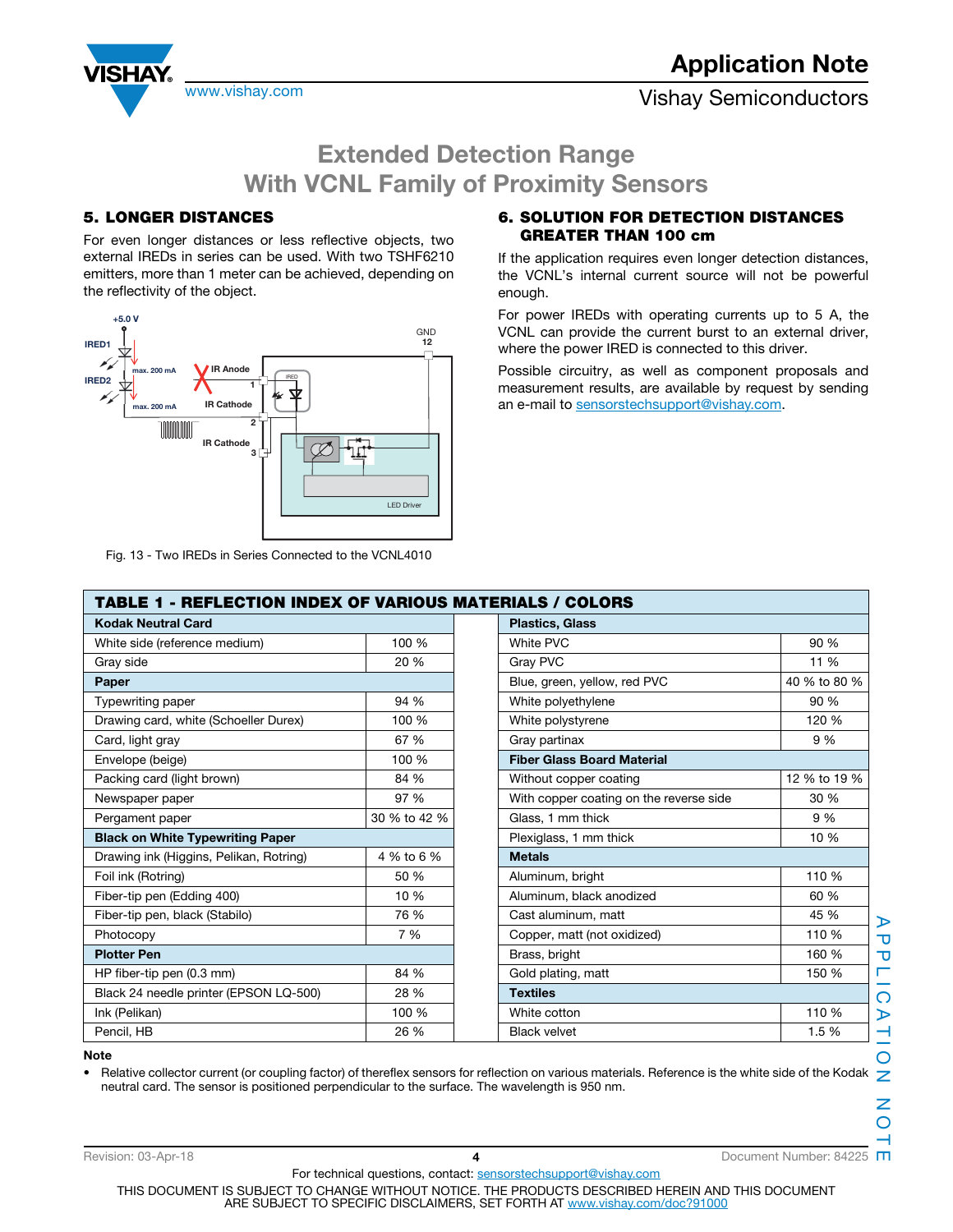# Extended Detection Range With VCNL Family of Proximity Sensors

## 5. LONGER DISTANCES

For even longer distances or less reflective objects, two external IREDs in series can be used. With two TSHF6210 emitters, more than 1 meter can be achieved, depending on the reflectivity of the object.

+5.0 V
IRED1
IRED2
max. 200 mA
max. 200 mA
IR Anode
IR Cathode
IR Cathode
GND
12
1
2
3
IRED
LED Driver

Fig. 13 - Two IREDs in Series Connected to the VCNL4010

## 6. SOLUTION FOR DETECTION DISTANCES GREATER THAN 100 cm

If the application requires even longer detection distances, the VCNL's internal current source will not be powerful enough.

For power IREDs with operating currents up to 5 A, the VCNL can provide the current burst to an external driver, where the power IRED is connected to this driver.

Possible circuitry, as well as component proposals and measurement results, are available by request by sending an e-mail to sensorstechsupport@vishay.com.

**TABLE 1 - REFLECTION INDEX OF VARIOUS MATERIALS / COLORS**

| | | | |
|---|---|---|---|
| **Kodak Neutral Card** | | **Plastics, Glass** | |
| White side (reference medium) | 100 % | White PVC | 90 % |
| Gray side | 20 % | Gray PVC | 11 % |
| **Paper** | | Blue, green, yellow, red PVC | 40 % to 80 % |
| Typewriting paper | 94 % | White polyethylene | 90 % |
| Drawing card, white (Schoeller Durex) | 100 % | White polystyrene | 120 % |
| Card, light gray | 67 % | Gray partinax | 9 % |
| Envelope (beige) | 100 % | **Fiber Glass Board Material** | |
| Packing card (light brown) | 84 % | Without copper coating | 12 % to 19 % |
| Newspaper paper | 97 % | With copper coating on the reverse side | 30 % |
| Pergament paper | 30 % to 42 % | Glass, 1 mm thick | 9 % |
| **Black on White Typewriting Paper** | | Plexiglass, 1 mm thick | 10 % |
| Drawing ink (Higgins, Pelikan, Rotring) | 4 % to 6 % | **Metals** | |
| Foil ink (Rotring) | 50 % | Aluminum, bright | 110 % |
| Fiber-tip pen (Edding 400) | 10 % | Aluminum, black anodized | 60 % |
| Fiber-tip pen, black (Stabilo) | 76 % | Cast aluminum, matt | 45 % |
| Photocopy | 7 % | Copper, matt (not oxidized) | 110 % |
| **Plotter Pen** | | Brass, bright | 160 % |
| HP fiber-tip pen (0.3 mm) | 84 % | Gold plating, matt | 150 % |
| Black 24 needle printer (EPSON LQ-500) | 28 % | **Textiles** | |
| Ink (Pelikan) | 100 % | White cotton | 110 % |
| Pencil, HB | 26 % | Black velvet | 1.5 % |

**Note**

- Relative collector current (or coupling factor) of thereflex sensors for reflection on various materials. Reference is the white side of the Kodak neutral card. The sensor is positioned perpendicular to the surface. The wavelength is 950 nm.